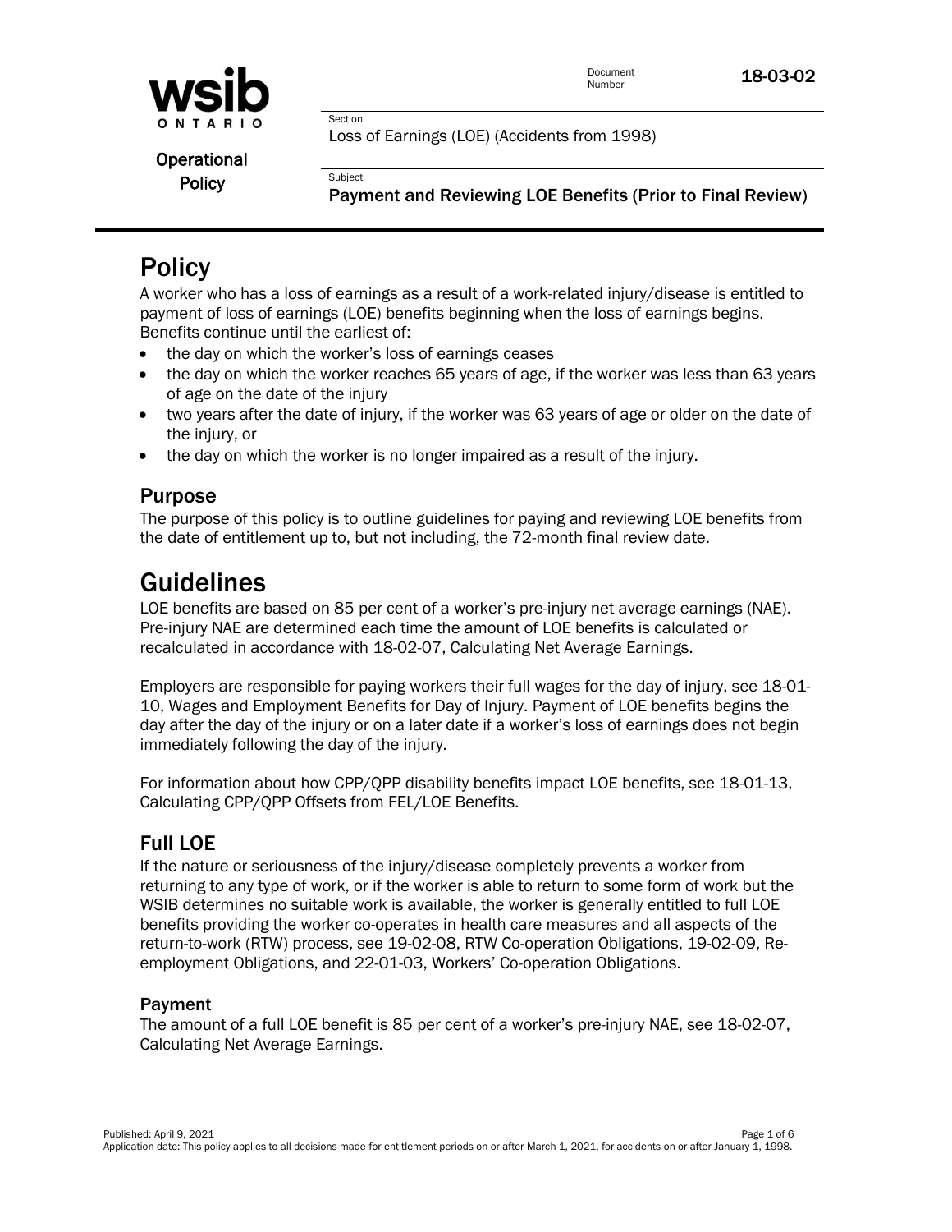**wsib ONTARIO**

**Operational Policy**

Document Number **18-03-02**

Section
Loss of Earnings (LOE) (Accidents from 1998)

Subject
**Payment and Reviewing LOE Benefits (Prior to Final Review)**

# Policy

A worker who has a loss of earnings as a result of a work-related injury/disease is entitled to payment of loss of earnings (LOE) benefits beginning when the loss of earnings begins. Benefits continue until the earliest of:

- the day on which the worker's loss of earnings ceases
- the day on which the worker reaches 65 years of age, if the worker was less than 63 years of age on the date of the injury
- two years after the date of injury, if the worker was 63 years of age or older on the date of the injury, or
- the day on which the worker is no longer impaired as a result of the injury.

## Purpose

The purpose of this policy is to outline guidelines for paying and reviewing LOE benefits from the date of entitlement up to, but not including, the 72-month final review date.

# Guidelines

LOE benefits are based on 85 per cent of a worker's pre-injury net average earnings (NAE). Pre-injury NAE are determined each time the amount of LOE benefits is calculated or recalculated in accordance with 18-02-07, Calculating Net Average Earnings.

Employers are responsible for paying workers their full wages for the day of injury, see 18-01-10, Wages and Employment Benefits for Day of Injury. Payment of LOE benefits begins the day after the day of the injury or on a later date if a worker's loss of earnings does not begin immediately following the day of the injury.

For information about how CPP/QPP disability benefits impact LOE benefits, see 18-01-13, Calculating CPP/QPP Offsets from FEL/LOE Benefits.

## Full LOE

If the nature or seriousness of the injury/disease completely prevents a worker from returning to any type of work, or if the worker is able to return to some form of work but the WSIB determines no suitable work is available, the worker is generally entitled to full LOE benefits providing the worker co-operates in health care measures and all aspects of the return-to-work (RTW) process, see 19-02-08, RTW Co-operation Obligations, 19-02-09, Re-employment Obligations, and 22-01-03, Workers' Co-operation Obligations.

### Payment

The amount of a full LOE benefit is 85 per cent of a worker's pre-injury NAE, see 18-02-07, Calculating Net Average Earnings.

Published: April 9, 2021
Application date: This policy applies to all decisions made for entitlement periods on or after March 1, 2021, for accidents on or after January 1, 1998.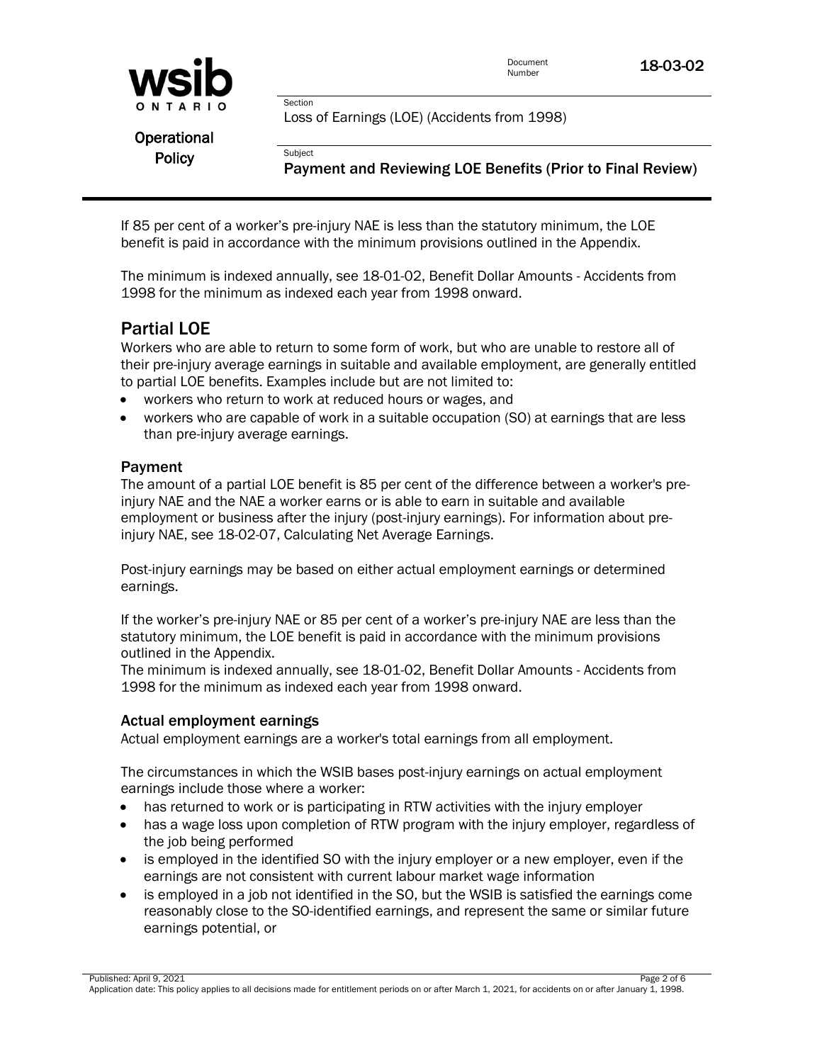If 85 per cent of a worker's pre-injury NAE is less than the statutory minimum, the LOE benefit is paid in accordance with the minimum provisions outlined in the Appendix.

The minimum is indexed annually, see 18-01-02, Benefit Dollar Amounts - Accidents from 1998 for the minimum as indexed each year from 1998 onward.

## Partial LOE

Workers who are able to return to some form of work, but who are unable to restore all of their pre-injury average earnings in suitable and available employment, are generally entitled to partial LOE benefits. Examples include but are not limited to:

- workers who return to work at reduced hours or wages, and
- workers who are capable of work in a suitable occupation (SO) at earnings that are less than pre-injury average earnings.

### Payment

The amount of a partial LOE benefit is 85 per cent of the difference between a worker's pre-injury NAE and the NAE a worker earns or is able to earn in suitable and available employment or business after the injury (post-injury earnings). For information about pre-injury NAE, see 18-02-07, Calculating Net Average Earnings.

Post-injury earnings may be based on either actual employment earnings or determined earnings.

If the worker's pre-injury NAE or 85 per cent of a worker's pre-injury NAE are less than the statutory minimum, the LOE benefit is paid in accordance with the minimum provisions outlined in the Appendix.
The minimum is indexed annually, see 18-01-02, Benefit Dollar Amounts - Accidents from 1998 for the minimum as indexed each year from 1998 onward.

### Actual employment earnings

Actual employment earnings are a worker's total earnings from all employment.

The circumstances in which the WSIB bases post-injury earnings on actual employment earnings include those where a worker:

- has returned to work or is participating in RTW activities with the injury employer
- has a wage loss upon completion of RTW program with the injury employer, regardless of the job being performed
- is employed in the identified SO with the injury employer or a new employer, even if the earnings are not consistent with current labour market wage information
- is employed in a job not identified in the SO, but the WSIB is satisfied the earnings come reasonably close to the SO-identified earnings, and represent the same or similar future earnings potential, or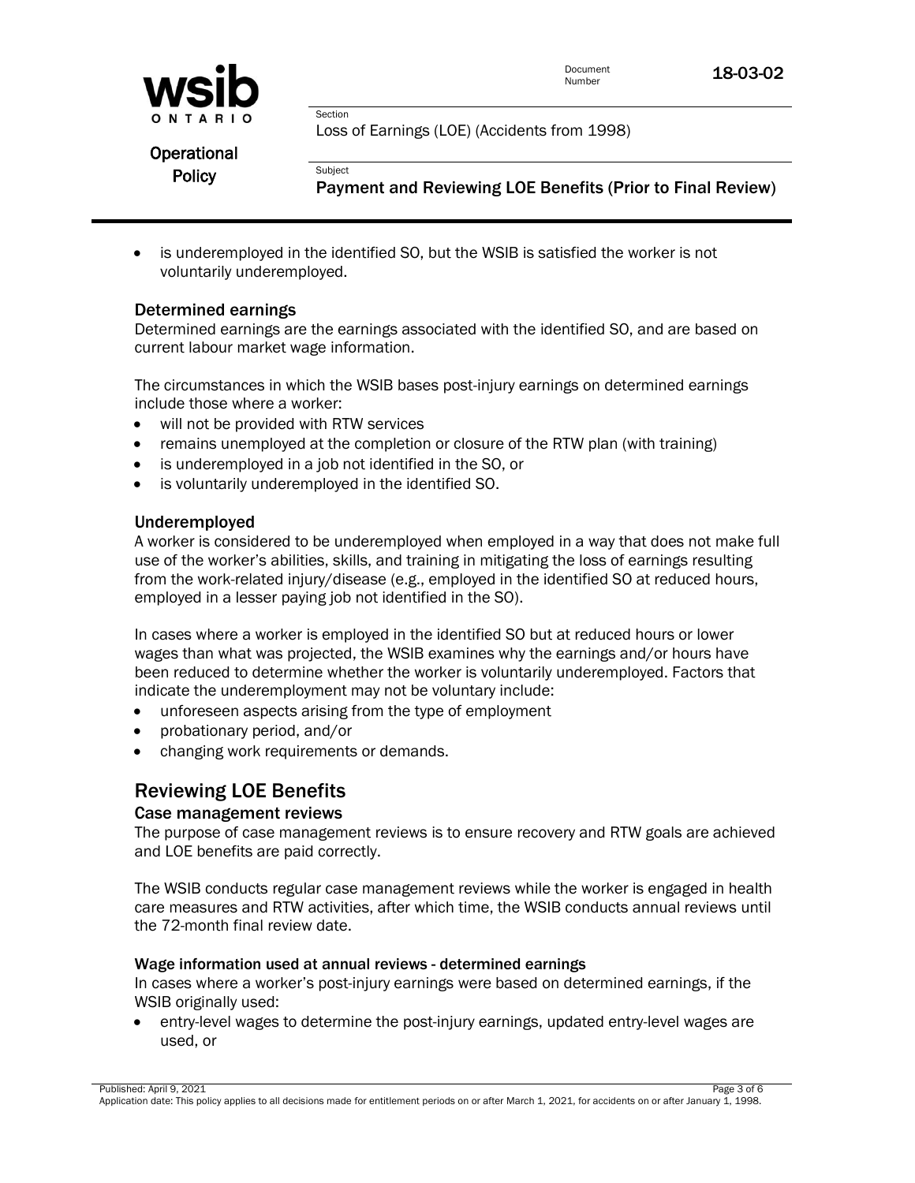- is underemployed in the identified SO, but the WSIB is satisfied the worker is not voluntarily underemployed.

### Determined earnings

Determined earnings are the earnings associated with the identified SO, and are based on current labour market wage information.

The circumstances in which the WSIB bases post-injury earnings on determined earnings include those where a worker:

- will not be provided with RTW services
- remains unemployed at the completion or closure of the RTW plan (with training)
- is underemployed in a job not identified in the SO, or
- is voluntarily underemployed in the identified SO.

### Underemployed

A worker is considered to be underemployed when employed in a way that does not make full use of the worker's abilities, skills, and training in mitigating the loss of earnings resulting from the work-related injury/disease (e.g., employed in the identified SO at reduced hours, employed in a lesser paying job not identified in the SO).

In cases where a worker is employed in the identified SO but at reduced hours or lower wages than what was projected, the WSIB examines why the earnings and/or hours have been reduced to determine whether the worker is voluntarily underemployed. Factors that indicate the underemployment may not be voluntary include:

- unforeseen aspects arising from the type of employment
- probationary period, and/or
- changing work requirements or demands.

## Reviewing LOE Benefits

### Case management reviews

The purpose of case management reviews is to ensure recovery and RTW goals are achieved and LOE benefits are paid correctly.

The WSIB conducts regular case management reviews while the worker is engaged in health care measures and RTW activities, after which time, the WSIB conducts annual reviews until the 72-month final review date.

#### Wage information used at annual reviews - determined earnings

In cases where a worker's post-injury earnings were based on determined earnings, if the WSIB originally used:

- entry-level wages to determine the post-injury earnings, updated entry-level wages are used, or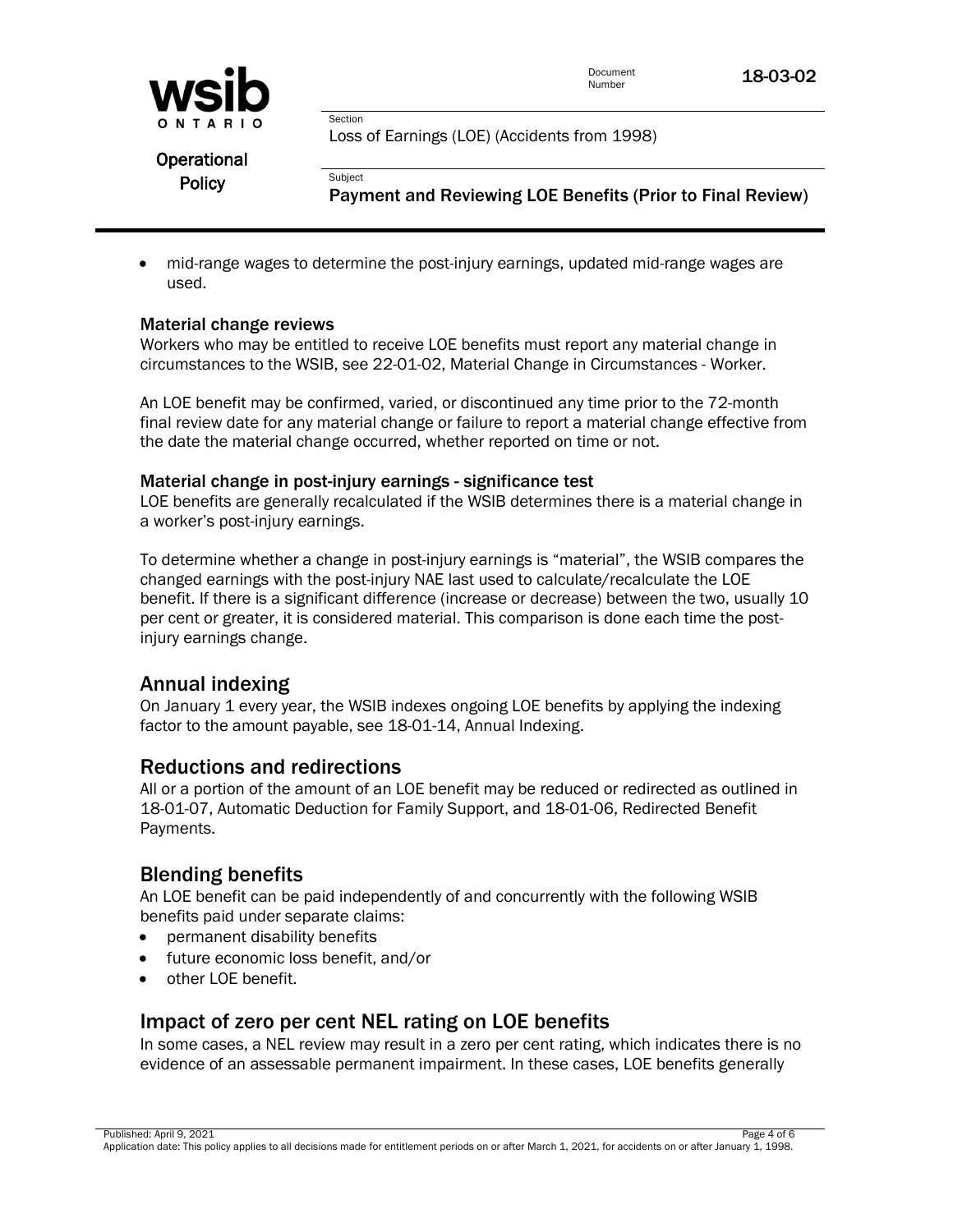- mid-range wages to determine the post-injury earnings, updated mid-range wages are used.

### Material change reviews

Workers who may be entitled to receive LOE benefits must report any material change in circumstances to the WSIB, see 22-01-02, Material Change in Circumstances - Worker.

An LOE benefit may be confirmed, varied, or discontinued any time prior to the 72-month final review date for any material change or failure to report a material change effective from the date the material change occurred, whether reported on time or not.

### Material change in post-injury earnings - significance test

LOE benefits are generally recalculated if the WSIB determines there is a material change in a worker's post-injury earnings.

To determine whether a change in post-injury earnings is "material", the WSIB compares the changed earnings with the post-injury NAE last used to calculate/recalculate the LOE benefit. If there is a significant difference (increase or decrease) between the two, usually 10 per cent or greater, it is considered material. This comparison is done each time the post-injury earnings change.

## Annual indexing

On January 1 every year, the WSIB indexes ongoing LOE benefits by applying the indexing factor to the amount payable, see 18-01-14, Annual Indexing.

## Reductions and redirections

All or a portion of the amount of an LOE benefit may be reduced or redirected as outlined in 18-01-07, Automatic Deduction for Family Support, and 18-01-06, Redirected Benefit Payments.

## Blending benefits

An LOE benefit can be paid independently of and concurrently with the following WSIB benefits paid under separate claims:

- permanent disability benefits
- future economic loss benefit, and/or
- other LOE benefit.

## Impact of zero per cent NEL rating on LOE benefits

In some cases, a NEL review may result in a zero per cent rating, which indicates there is no evidence of an assessable permanent impairment. In these cases, LOE benefits generally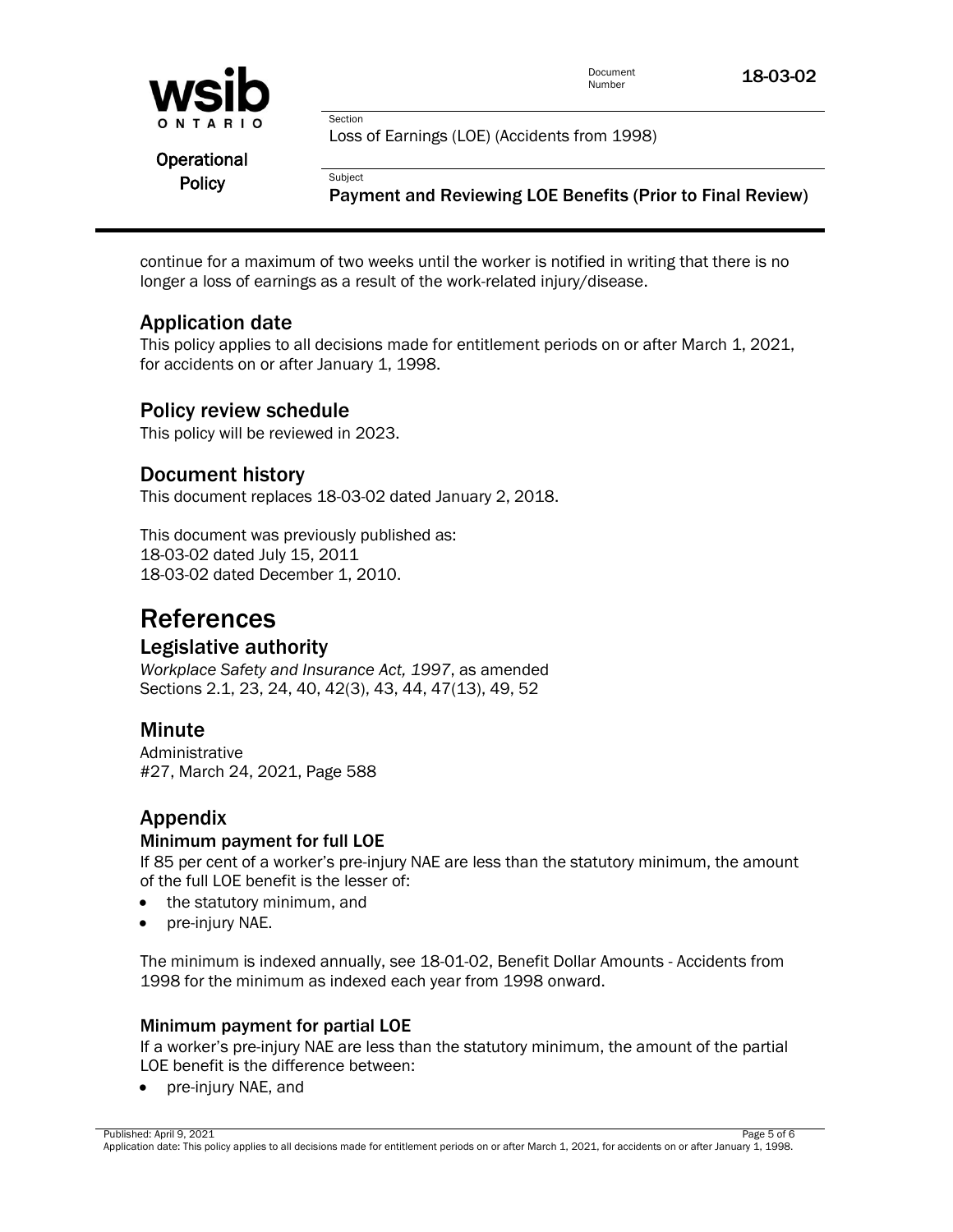continue for a maximum of two weeks until the worker is notified in writing that there is no longer a loss of earnings as a result of the work-related injury/disease.

## Application date

This policy applies to all decisions made for entitlement periods on or after March 1, 2021, for accidents on or after January 1, 1998.

## Policy review schedule

This policy will be reviewed in 2023.

## Document history

This document replaces 18-03-02 dated January 2, 2018.

This document was previously published as:
18-03-02 dated July 15, 2011
18-03-02 dated December 1, 2010.

# References

## Legislative authority

*Workplace Safety and Insurance Act, 1997*, as amended
Sections 2.1, 23, 24, 40, 42(3), 43, 44, 47(13), 49, 52

## Minute

Administrative
#27, March 24, 2021, Page 588

## Appendix

### Minimum payment for full LOE

If 85 per cent of a worker's pre-injury NAE are less than the statutory minimum, the amount of the full LOE benefit is the lesser of:

- the statutory minimum, and
- pre-injury NAE.

The minimum is indexed annually, see 18-01-02, Benefit Dollar Amounts - Accidents from 1998 for the minimum as indexed each year from 1998 onward.

### Minimum payment for partial LOE

If a worker's pre-injury NAE are less than the statutory minimum, the amount of the partial LOE benefit is the difference between:

- pre-injury NAE, and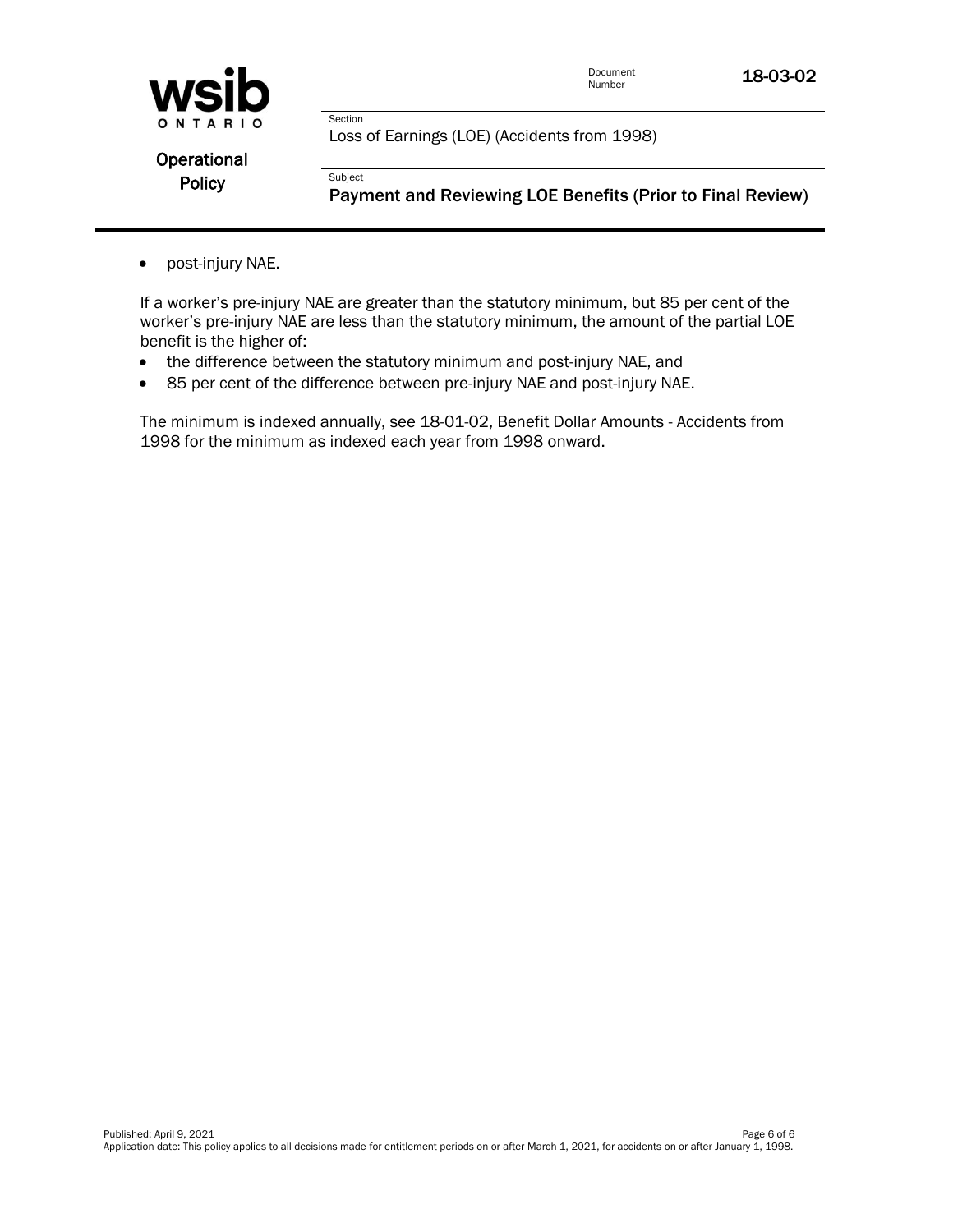- post-injury NAE.

If a worker's pre-injury NAE are greater than the statutory minimum, but 85 per cent of the worker's pre-injury NAE are less than the statutory minimum, the amount of the partial LOE benefit is the higher of:

- the difference between the statutory minimum and post-injury NAE, and
- 85 per cent of the difference between pre-injury NAE and post-injury NAE.

The minimum is indexed annually, see 18-01-02, Benefit Dollar Amounts - Accidents from 1998 for the minimum as indexed each year from 1998 onward.